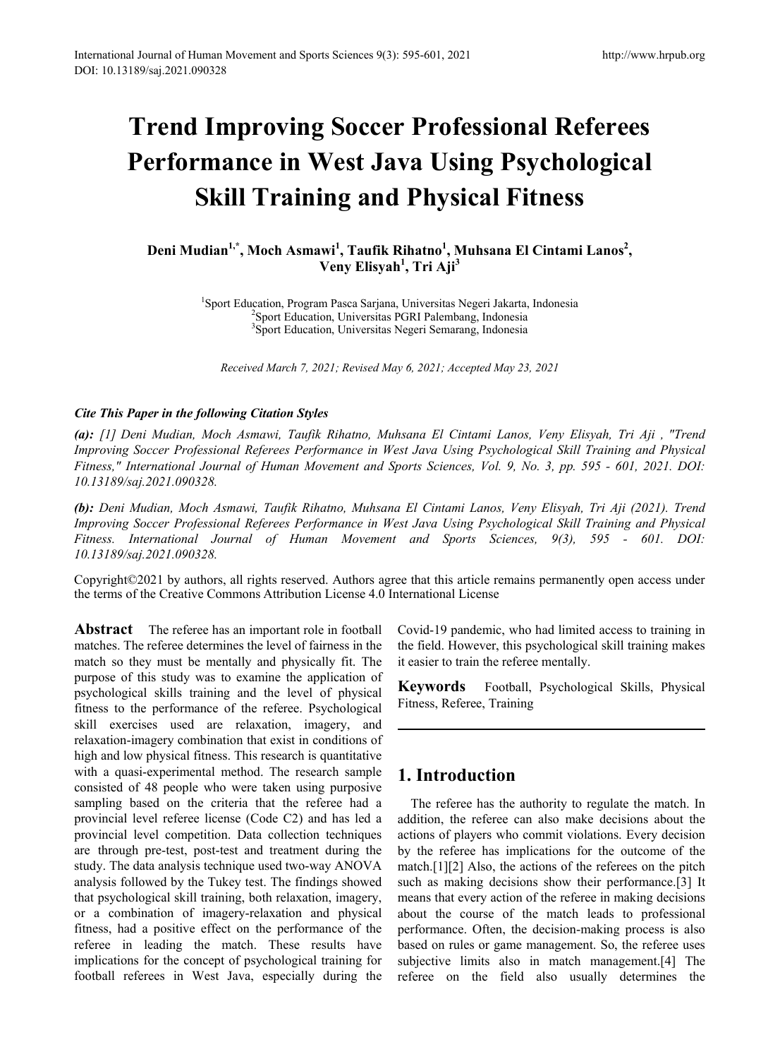# Trend Improving Soccer Professional Referees Performance in West Java Using Psychological Skill Training and Physical Fitness

**Deni Mudian[1,*], Moch Asmawi[1], Taufik Rihatno[1], Muhsana El Cintami Lanos[2], Veny Elisyah[1], Tri Aji[3]**

[1]Sport Education, Program Pasca Sarjana, Universitas Negeri Jakarta, Indonesia
[2]Sport Education, Universitas PGRI Palembang, Indonesia
[3]Sport Education, Universitas Negeri Semarang, Indonesia

*Received March 7, 2021; Revised May 6, 2021; Accepted May 23, 2021*

***Cite This Paper in the following Citation Styles***

***(a):*** *[1] Deni Mudian, Moch Asmawi, Taufik Rihatno, Muhsana El Cintami Lanos, Veny Elisyah, Tri Aji , "Trend Improving Soccer Professional Referees Performance in West Java Using Psychological Skill Training and Physical Fitness," International Journal of Human Movement and Sports Sciences, Vol. 9, No. 3, pp. 595 - 601, 2021. DOI: 10.13189/saj.2021.090328.*

***(b):*** *Deni Mudian, Moch Asmawi, Taufik Rihatno, Muhsana El Cintami Lanos, Veny Elisyah, Tri Aji (2021). Trend Improving Soccer Professional Referees Performance in West Java Using Psychological Skill Training and Physical Fitness. International Journal of Human Movement and Sports Sciences, 9(3), 595 - 601. DOI: 10.13189/saj.2021.090328.*

Copyright©2021 by authors, all rights reserved. Authors agree that this article remains permanently open access under the terms of the Creative Commons Attribution License 4.0 International License

**Abstract** The referee has an important role in football matches. The referee determines the level of fairness in the match so they must be mentally and physically fit. The purpose of this study was to examine the application of psychological skills training and the level of physical fitness to the performance of the referee. Psychological skill exercises used are relaxation, imagery, and relaxation-imagery combination that exist in conditions of high and low physical fitness. This research is quantitative with a quasi-experimental method. The research sample consisted of 48 people who were taken using purposive sampling based on the criteria that the referee had a provincial level referee license (Code C2) and has led a provincial level competition. Data collection techniques are through pre-test, post-test and treatment during the study. The data analysis technique used two-way ANOVA analysis followed by the Tukey test. The findings showed that psychological skill training, both relaxation, imagery, or a combination of imagery-relaxation and physical fitness, had a positive effect on the performance of the referee in leading the match. These results have implications for the concept of psychological training for football referees in West Java, especially during the Covid-19 pandemic, who had limited access to training in the field. However, this psychological skill training makes it easier to train the referee mentally.

**Keywords** Football, Psychological Skills, Physical Fitness, Referee, Training

## 1. Introduction

The referee has the authority to regulate the match. In addition, the referee can also make decisions about the actions of players who commit violations. Every decision by the referee has implications for the outcome of the match.[1][2] Also, the actions of the referees on the pitch such as making decisions show their performance.[3] It means that every action of the referee in making decisions about the course of the match leads to professional performance. Often, the decision-making process is also based on rules or game management. So, the referee uses subjective limits also in match management.[4] The referee on the field also usually determines the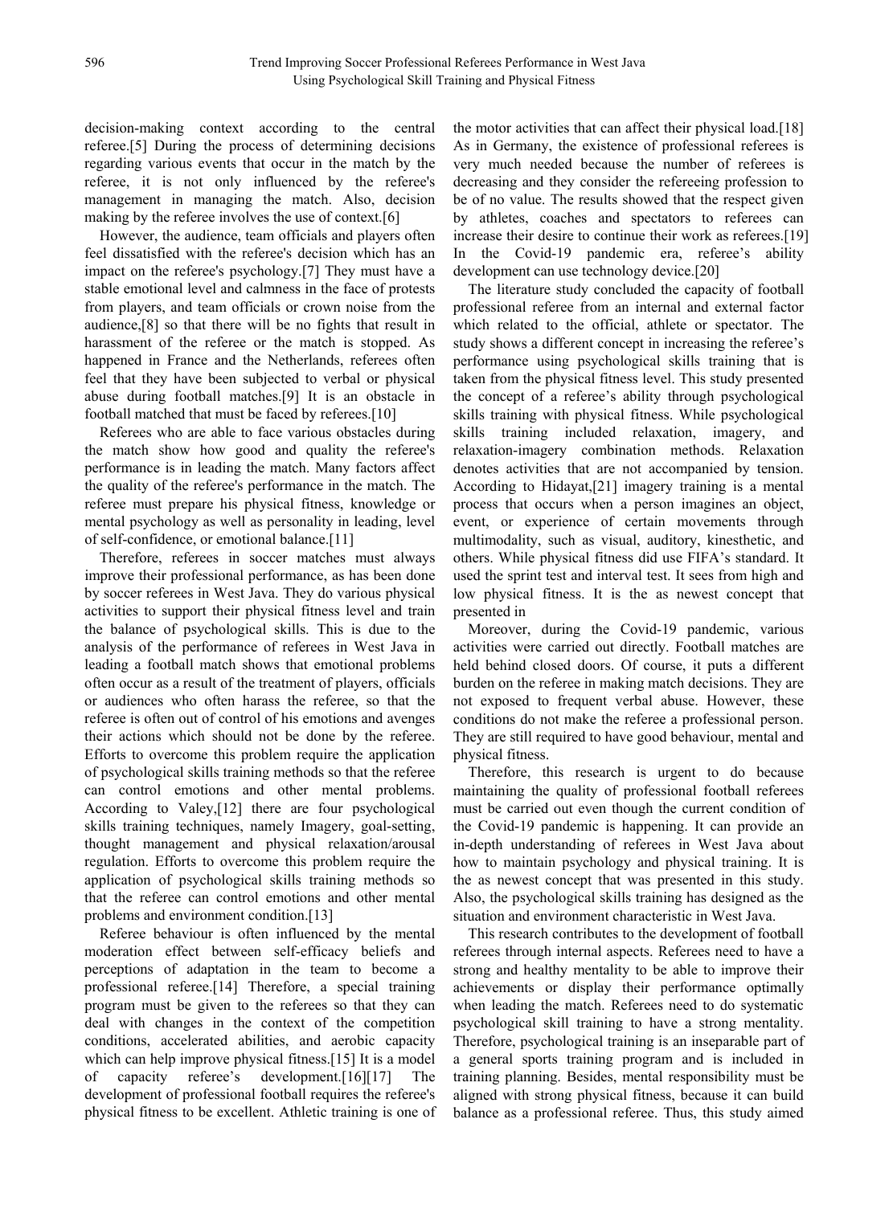decision-making context according to the central referee.[5] During the process of determining decisions regarding various events that occur in the match by the referee, it is not only influenced by the referee's management in managing the match. Also, decision making by the referee involves the use of context.[6]

However, the audience, team officials and players often feel dissatisfied with the referee's decision which has an impact on the referee's psychology.[7] They must have a stable emotional level and calmness in the face of protests from players, and team officials or crown noise from the audience,[8] so that there will be no fights that result in harassment of the referee or the match is stopped. As happened in France and the Netherlands, referees often feel that they have been subjected to verbal or physical abuse during football matches.[9] It is an obstacle in football matched that must be faced by referees.[10]

Referees who are able to face various obstacles during the match show how good and quality the referee's performance is in leading the match. Many factors affect the quality of the referee's performance in the match. The referee must prepare his physical fitness, knowledge or mental psychology as well as personality in leading, level of self-confidence, or emotional balance.[11]

Therefore, referees in soccer matches must always improve their professional performance, as has been done by soccer referees in West Java. They do various physical activities to support their physical fitness level and train the balance of psychological skills. This is due to the analysis of the performance of referees in West Java in leading a football match shows that emotional problems often occur as a result of the treatment of players, officials or audiences who often harass the referee, so that the referee is often out of control of his emotions and avenges their actions which should not be done by the referee. Efforts to overcome this problem require the application of psychological skills training methods so that the referee can control emotions and other mental problems. According to Valey,[12] there are four psychological skills training techniques, namely Imagery, goal-setting, thought management and physical relaxation/arousal regulation. Efforts to overcome this problem require the application of psychological skills training methods so that the referee can control emotions and other mental problems and environment condition.[13]

Referee behaviour is often influenced by the mental moderation effect between self-efficacy beliefs and perceptions of adaptation in the team to become a professional referee.[14] Therefore, a special training program must be given to the referees so that they can deal with changes in the context of the competition conditions, accelerated abilities, and aerobic capacity which can help improve physical fitness.[15] It is a model of capacity referee's development.[16][17] The development of professional football requires the referee's physical fitness to be excellent. Athletic training is one of the motor activities that can affect their physical load.[18] As in Germany, the existence of professional referees is very much needed because the number of referees is decreasing and they consider the refereeing profession to be of no value. The results showed that the respect given by athletes, coaches and spectators to referees can increase their desire to continue their work as referees.[19] In the Covid-19 pandemic era, referee's ability development can use technology device.[20]

The literature study concluded the capacity of football professional referee from an internal and external factor which related to the official, athlete or spectator. The study shows a different concept in increasing the referee's performance using psychological skills training that is taken from the physical fitness level. This study presented the concept of a referee's ability through psychological skills training with physical fitness. While psychological skills training included relaxation, imagery, and relaxation-imagery combination methods. Relaxation denotes activities that are not accompanied by tension. According to Hidayat,[21] imagery training is a mental process that occurs when a person imagines an object, event, or experience of certain movements through multimodality, such as visual, auditory, kinesthetic, and others. While physical fitness did use FIFA's standard. It used the sprint test and interval test. It sees from high and low physical fitness. It is the as newest concept that presented in

Moreover, during the Covid-19 pandemic, various activities were carried out directly. Football matches are held behind closed doors. Of course, it puts a different burden on the referee in making match decisions. They are not exposed to frequent verbal abuse. However, these conditions do not make the referee a professional person. They are still required to have good behaviour, mental and physical fitness.

Therefore, this research is urgent to do because maintaining the quality of professional football referees must be carried out even though the current condition of the Covid-19 pandemic is happening. It can provide an in-depth understanding of referees in West Java about how to maintain psychology and physical training. It is the as newest concept that was presented in this study. Also, the psychological skills training has designed as the situation and environment characteristic in West Java.

This research contributes to the development of football referees through internal aspects. Referees need to have a strong and healthy mentality to be able to improve their achievements or display their performance optimally when leading the match. Referees need to do systematic psychological skill training to have a strong mentality. Therefore, psychological training is an inseparable part of a general sports training program and is included in training planning. Besides, mental responsibility must be aligned with strong physical fitness, because it can build balance as a professional referee. Thus, this study aimed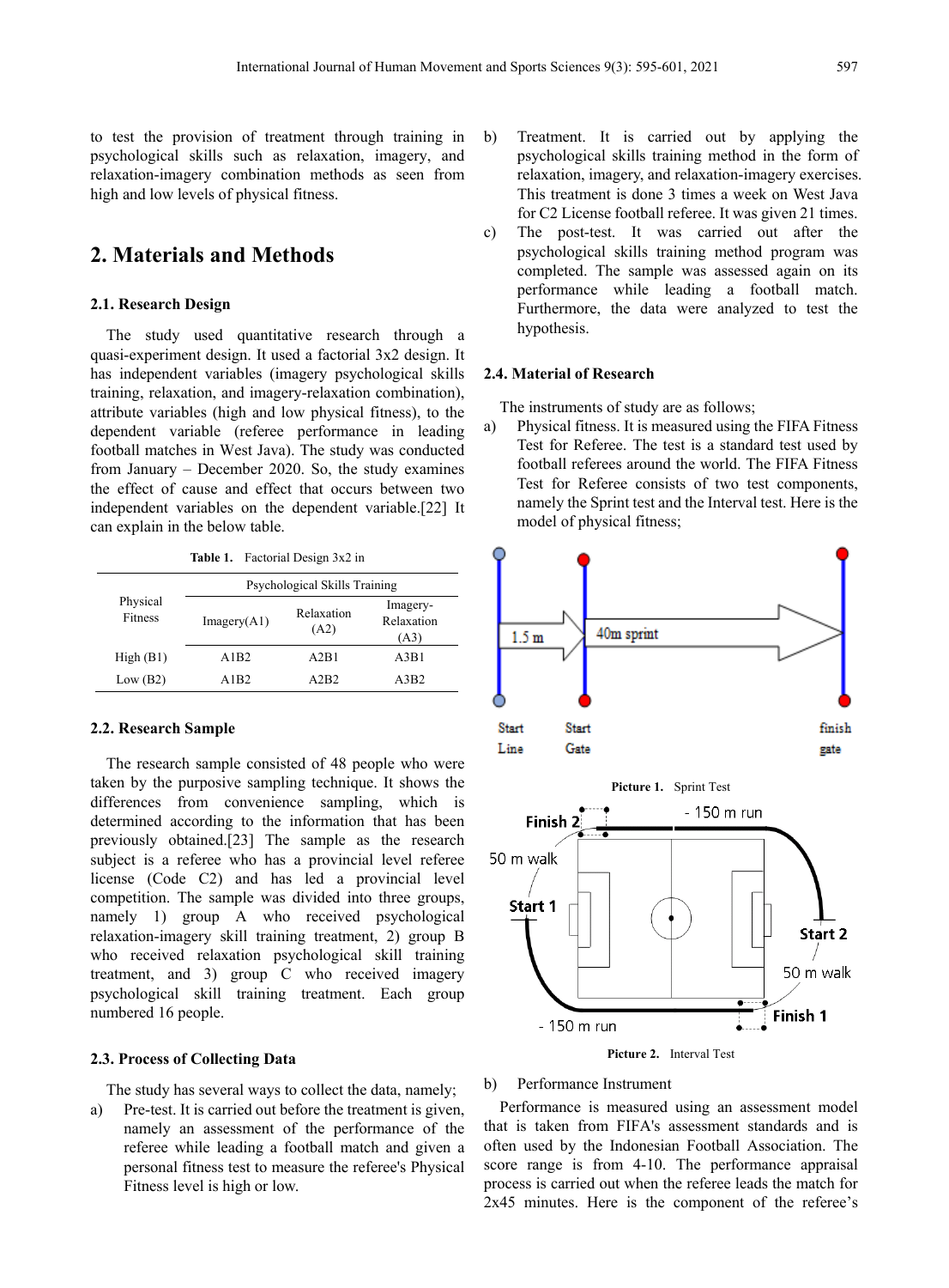to test the provision of treatment through training in psychological skills such as relaxation, imagery, and relaxation-imagery combination methods as seen from high and low levels of physical fitness.

## 2. Materials and Methods

### 2.1. Research Design

The study used quantitative research through a quasi-experiment design. It used a factorial 3x2 design. It has independent variables (imagery psychological skills training, relaxation, and imagery-relaxation combination), attribute variables (high and low physical fitness), to the dependent variable (referee performance in leading football matches in West Java). The study was conducted from January – December 2020. So, the study examines the effect of cause and effect that occurs between two independent variables on the dependent variable.[22] It can explain in the below table.

**Table 1.** Factorial Design 3x2 in

| Physical Fitness | Psychological Skills Training | | |
|---|---|---|---|
| | Imagery(A1) | Relaxation (A2) | Imagery-Relaxation (A3) |
| High (B1) | A1B2 | A2B1 | A3B1 |
| Low (B2) | A1B2 | A2B2 | A3B2 |

### 2.2. Research Sample

The research sample consisted of 48 people who were taken by the purposive sampling technique. It shows the differences from convenience sampling, which is determined according to the information that has been previously obtained.[23] The sample as the research subject is a referee who has a provincial level referee license (Code C2) and has led a provincial level competition. The sample was divided into three groups, namely 1) group A who received psychological relaxation-imagery skill training treatment, 2) group B who received relaxation psychological skill training treatment, and 3) group C who received imagery psychological skill training treatment. Each group numbered 16 people.

### 2.3. Process of Collecting Data

The study has several ways to collect the data, namely;

a) Pre-test. It is carried out before the treatment is given, namely an assessment of the performance of the referee while leading a football match and given a personal fitness test to measure the referee's Physical Fitness level is high or low.

b) Treatment. It is carried out by applying the psychological skills training method in the form of relaxation, imagery, and relaxation-imagery exercises. This treatment is done 3 times a week on West Java for C2 License football referee. It was given 21 times.

c) The post-test. It was carried out after the psychological skills training method program was completed. The sample was assessed again on its performance while leading a football match. Furthermore, the data were analyzed to test the hypothesis.

### 2.4. Material of Research

The instruments of study are as follows;

a) Physical fitness. It is measured using the FIFA Fitness Test for Referee. The test is a standard test used by football referees around the world. The FIFA Fitness Test for Referee consists of two test components, namely the Sprint test and the Interval test. Here is the model of physical fitness;

Picture 1. Sprint Test

Picture 2. Interval Test

b) Performance Instrument

Performance is measured using an assessment model that is taken from FIFA's assessment standards and is often used by the Indonesian Football Association. The score range is from 4-10. The performance appraisal process is carried out when the referee leads the match for 2x45 minutes. Here is the component of the referee's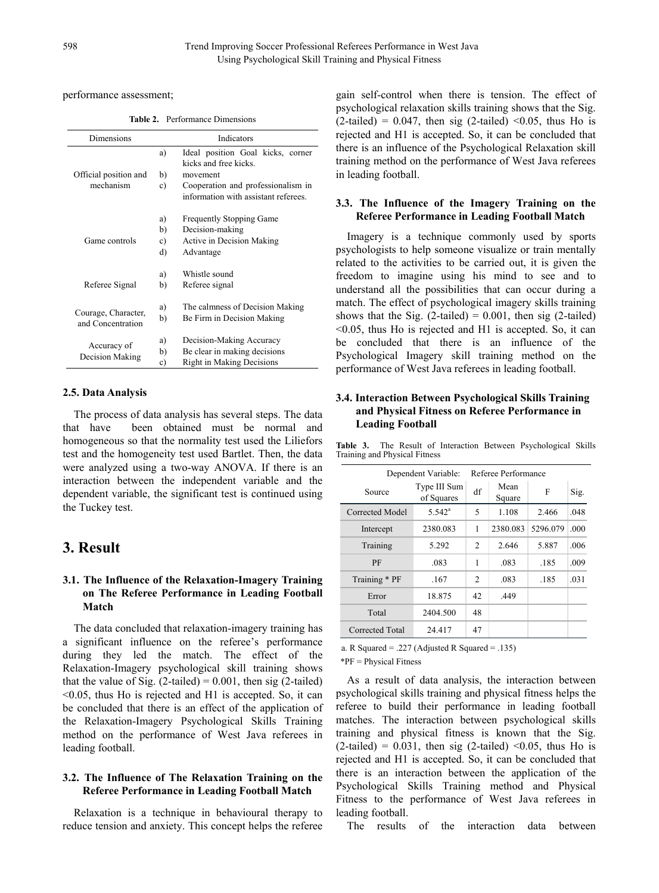performance assessment;

**Table 2.** Performance Dimensions

| Dimensions | Indicators |
|---|---|
| Official position and mechanism | a) Ideal position Goal kicks, corner kicks and free kicks.<br>b) movement<br>c) Cooperation and professionalism in information with assistant referees. |
| Game controls | a) Frequently Stopping Game<br>b) Decision-making<br>c) Active in Decision Making<br>d) Advantage |
| Referee Signal | a) Whistle sound<br>b) Referee signal |
| Courage, Character, and Concentration | a) The calmness of Decision Making<br>b) Be Firm in Decision Making |
| Accuracy of Decision Making | a) Decision-Making Accuracy<br>b) Be clear in making decisions<br>c) Right in Making Decisions |

### 2.5. Data Analysis

The process of data analysis has several steps. The data that have been obtained must be normal and homogeneous so that the normality test used the Liliefors test and the homogeneity test used Bartlet. Then, the data were analyzed using a two-way ANOVA. If there is an interaction between the independent variable and the dependent variable, the significant test is continued using the Tuckey test.

## 3. Result

### 3.1. The Influence of the Relaxation-Imagery Training on The Referee Performance in Leading Football Match

The data concluded that relaxation-imagery training has a significant influence on the referee's performance during they led the match. The effect of the Relaxation-Imagery psychological skill training shows that the value of Sig. (2-tailed) = 0.001, then sig (2-tailed) <0.05, thus Ho is rejected and H1 is accepted. So, it can be concluded that there is an effect of the application of the Relaxation-Imagery Psychological Skills Training method on the performance of West Java referees in leading football.

### 3.2. The Influence of The Relaxation Training on the Referee Performance in Leading Football Match

Relaxation is a technique in behavioural therapy to reduce tension and anxiety. This concept helps the referee gain self-control when there is tension. The effect of psychological relaxation skills training shows that the Sig. (2-tailed) = 0.047, then sig (2-tailed) <0.05, thus Ho is rejected and H1 is accepted. So, it can be concluded that there is an influence of the Psychological Relaxation skill training method on the performance of West Java referees in leading football.

### 3.3. The Influence of the Imagery Training on the Referee Performance in Leading Football Match

Imagery is a technique commonly used by sports psychologists to help someone visualize or train mentally related to the activities to be carried out, it is given the freedom to imagine using his mind to see and to understand all the possibilities that can occur during a match. The effect of psychological imagery skills training shows that the Sig. (2-tailed) = 0.001, then sig (2-tailed) <0.05, thus Ho is rejected and H1 is accepted. So, it can be concluded that there is an influence of the Psychological Imagery skill training method on the performance of West Java referees in leading football.

### 3.4. Interaction Between Psychological Skills Training and Physical Fitness on Referee Performance in Leading Football

**Table 3.** The Result of Interaction Between Psychological Skills Training and Physical Fitness

| Dependent Variable: Referee Performance | | | | | |
|---|---|---|---|---|---|
| Source | Type III Sum of Squares | df | Mean Square | F | Sig. |
| Corrected Model | 5.542[a] | 5 | 1.108 | 2.466 | .048 |
| Intercept | 2380.083 | 1 | 2380.083 | 5296.079 | .000 |
| Training | 5.292 | 2 | 2.646 | 5.887 | .006 |
| PF | .083 | 1 | .083 | .185 | .009 |
| Training * PF | .167 | 2 | .083 | .185 | .031 |
| Error | 18.875 | 42 | .449 | | |
| Total | 2404.500 | 48 | | | |
| Corrected Total | 24.417 | 47 | | | |

a. R Squared = .227 (Adjusted R Squared = .135)

*PF = Physical Fitness

As a result of data analysis, the interaction between psychological skills training and physical fitness helps the referee to build their performance in leading football matches. The interaction between psychological skills training and physical fitness is known that the Sig. (2-tailed) = 0.031, then sig (2-tailed) <0.05, thus Ho is rejected and H1 is accepted. So, it can be concluded that there is an interaction between the application of the Psychological Skills Training method and Physical Fitness to the performance of West Java referees in leading football.

The results of the interaction data between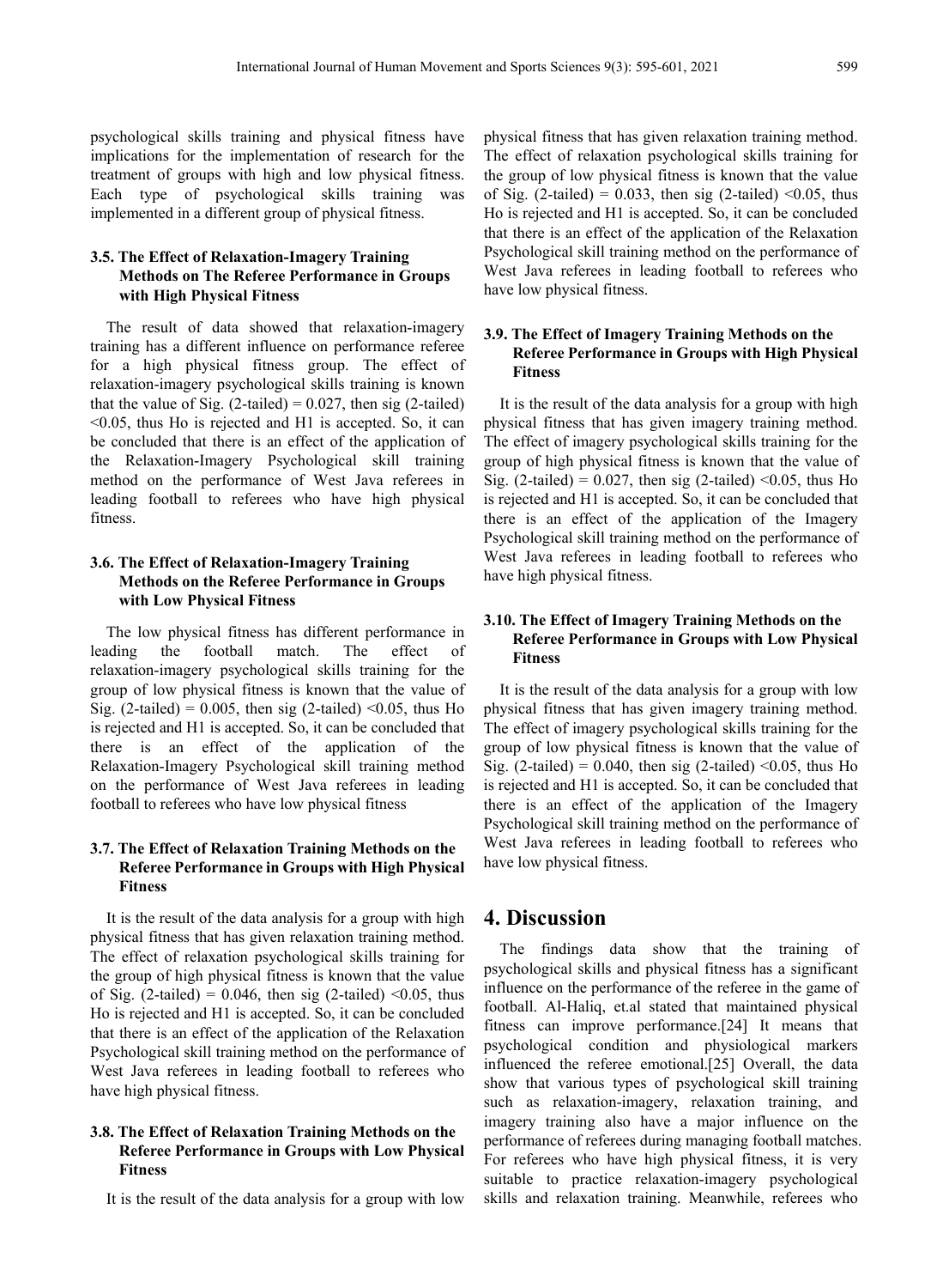psychological skills training and physical fitness have implications for the implementation of research for the treatment of groups with high and low physical fitness. Each type of psychological skills training was implemented in a different group of physical fitness.

### 3.5. The Effect of Relaxation-Imagery Training Methods on The Referee Performance in Groups with High Physical Fitness

The result of data showed that relaxation-imagery training has a different influence on performance referee for a high physical fitness group. The effect of relaxation-imagery psychological skills training is known that the value of Sig. (2-tailed) = 0.027, then sig (2-tailed) <0.05, thus Ho is rejected and H1 is accepted. So, it can be concluded that there is an effect of the application of the Relaxation-Imagery Psychological skill training method on the performance of West Java referees in leading football to referees who have high physical fitness.

### 3.6. The Effect of Relaxation-Imagery Training Methods on the Referee Performance in Groups with Low Physical Fitness

The low physical fitness has different performance in leading the football match. The effect of relaxation-imagery psychological skills training for the group of low physical fitness is known that the value of Sig. (2-tailed) = 0.005, then sig (2-tailed) <0.05, thus Ho is rejected and H1 is accepted. So, it can be concluded that there is an effect of the application of the Relaxation-Imagery Psychological skill training method on the performance of West Java referees in leading football to referees who have low physical fitness

### 3.7. The Effect of Relaxation Training Methods on the Referee Performance in Groups with High Physical Fitness

It is the result of the data analysis for a group with high physical fitness that has given relaxation training method. The effect of relaxation psychological skills training for the group of high physical fitness is known that the value of Sig. (2-tailed) = 0.046, then sig (2-tailed) <0.05, thus Ho is rejected and H1 is accepted. So, it can be concluded that there is an effect of the application of the Relaxation Psychological skill training method on the performance of West Java referees in leading football to referees who have high physical fitness.

### 3.8. The Effect of Relaxation Training Methods on the Referee Performance in Groups with Low Physical Fitness

It is the result of the data analysis for a group with low physical fitness that has given relaxation training method. The effect of relaxation psychological skills training for the group of low physical fitness is known that the value of Sig. (2-tailed) = 0.033, then sig (2-tailed) <0.05, thus Ho is rejected and H1 is accepted. So, it can be concluded that there is an effect of the application of the Relaxation Psychological skill training method on the performance of West Java referees in leading football to referees who have low physical fitness.

### 3.9. The Effect of Imagery Training Methods on the Referee Performance in Groups with High Physical Fitness

It is the result of the data analysis for a group with high physical fitness that has given imagery training method. The effect of imagery psychological skills training for the group of high physical fitness is known that the value of Sig. (2-tailed) = 0.027, then sig (2-tailed) <0.05, thus Ho is rejected and H1 is accepted. So, it can be concluded that there is an effect of the application of the Imagery Psychological skill training method on the performance of West Java referees in leading football to referees who have high physical fitness.

### 3.10. The Effect of Imagery Training Methods on the Referee Performance in Groups with Low Physical Fitness

It is the result of the data analysis for a group with low physical fitness that has given imagery training method. The effect of imagery psychological skills training for the group of low physical fitness is known that the value of Sig. (2-tailed) = 0.040, then sig (2-tailed) <0.05, thus Ho is rejected and H1 is accepted. So, it can be concluded that there is an effect of the application of the Imagery Psychological skill training method on the performance of West Java referees in leading football to referees who have low physical fitness.

## 4. Discussion

The findings data show that the training of psychological skills and physical fitness has a significant influence on the performance of the referee in the game of football. Al-Haliq, et.al stated that maintained physical fitness can improve performance.[24] It means that psychological condition and physiological markers influenced the referee emotional.[25] Overall, the data show that various types of psychological skill training such as relaxation-imagery, relaxation training, and imagery training also have a major influence on the performance of referees during managing football matches. For referees who have high physical fitness, it is very suitable to practice relaxation-imagery psychological skills and relaxation training. Meanwhile, referees who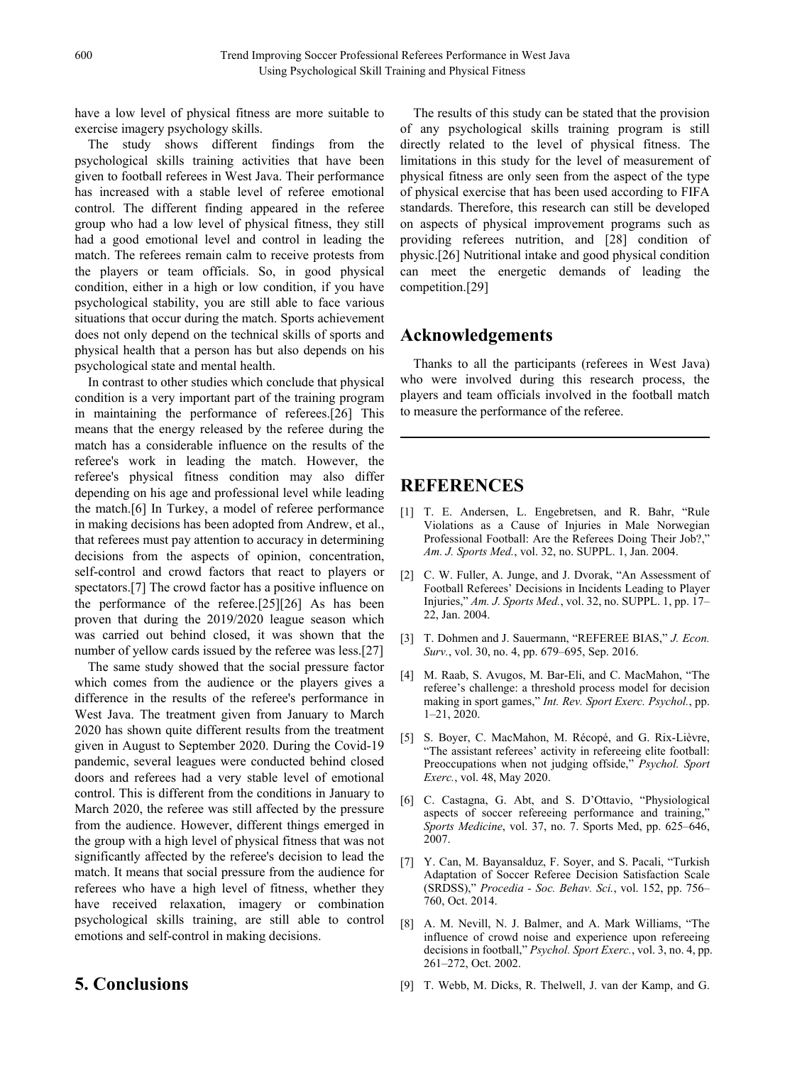have a low level of physical fitness are more suitable to exercise imagery psychology skills.

The study shows different findings from the psychological skills training activities that have been given to football referees in West Java. Their performance has increased with a stable level of referee emotional control. The different finding appeared in the referee group who had a low level of physical fitness, they still had a good emotional level and control in leading the match. The referees remain calm to receive protests from the players or team officials. So, in good physical condition, either in a high or low condition, if you have psychological stability, you are still able to face various situations that occur during the match. Sports achievement does not only depend on the technical skills of sports and physical health that a person has but also depends on his psychological state and mental health.

In contrast to other studies which conclude that physical condition is a very important part of the training program in maintaining the performance of referees.[26] This means that the energy released by the referee during the match has a considerable influence on the results of the referee's work in leading the match. However, the referee's physical fitness condition may also differ depending on his age and professional level while leading the match.[6] In Turkey, a model of referee performance in making decisions has been adopted from Andrew, et al., that referees must pay attention to accuracy in determining decisions from the aspects of opinion, concentration, self-control and crowd factors that react to players or spectators.[7] The crowd factor has a positive influence on the performance of the referee.[25][26] As has been proven that during the 2019/2020 league season which was carried out behind closed, it was shown that the number of yellow cards issued by the referee was less.[27]

The same study showed that the social pressure factor which comes from the audience or the players gives a difference in the results of the referee's performance in West Java. The treatment given from January to March 2020 has shown quite different results from the treatment given in August to September 2020. During the Covid-19 pandemic, several leagues were conducted behind closed doors and referees had a very stable level of emotional control. This is different from the conditions in January to March 2020, the referee was still affected by the pressure from the audience. However, different things emerged in the group with a high level of physical fitness that was not significantly affected by the referee's decision to lead the match. It means that social pressure from the audience for referees who have a high level of fitness, whether they have received relaxation, imagery or combination psychological skills training, are still able to control emotions and self-control in making decisions.

# 5. Conclusions

The results of this study can be stated that the provision of any psychological skills training program is still directly related to the level of physical fitness. The limitations in this study for the level of measurement of physical fitness are only seen from the aspect of the type of physical exercise that has been used according to FIFA standards. Therefore, this research can still be developed on aspects of physical improvement programs such as providing referees nutrition, and [28] condition of physic.[26] Nutritional intake and good physical condition can meet the energetic demands of leading the competition.[29]

# Acknowledgements

Thanks to all the participants (referees in West Java) who were involved during this research process, the players and team officials involved in the football match to measure the performance of the referee.

# REFERENCES

[1] T. E. Andersen, L. Engebretsen, and R. Bahr, "Rule Violations as a Cause of Injuries in Male Norwegian Professional Football: Are the Referees Doing Their Job?," *Am. J. Sports Med.*, vol. 32, no. SUPPL. 1, Jan. 2004.

[2] C. W. Fuller, A. Junge, and J. Dvorak, "An Assessment of Football Referees' Decisions in Incidents Leading to Player Injuries," *Am. J. Sports Med.*, vol. 32, no. SUPPL. 1, pp. 17–22, Jan. 2004.

[3] T. Dohmen and J. Sauermann, "REFEREE BIAS," *J. Econ. Surv.*, vol. 30, no. 4, pp. 679–695, Sep. 2016.

[4] M. Raab, S. Avugos, M. Bar-Eli, and C. MacMahon, "The referee's challenge: a threshold process model for decision making in sport games," *Int. Rev. Sport Exerc. Psychol.*, pp. 1–21, 2020.

[5] S. Boyer, C. MacMahon, M. Récopé, and G. Rix-Lièvre, "The assistant referees' activity in refereeing elite football: Preoccupations when not judging offside," *Psychol. Sport Exerc.*, vol. 48, May 2020.

[6] C. Castagna, G. Abt, and S. D'Ottavio, "Physiological aspects of soccer refereeing performance and training," *Sports Medicine*, vol. 37, no. 7. Sports Med, pp. 625–646, 2007.

[7] Y. Can, M. Bayansalduz, F. Soyer, and S. Pacali, "Turkish Adaptation of Soccer Referee Decision Satisfaction Scale (SRDSS)," *Procedia - Soc. Behav. Sci.*, vol. 152, pp. 756–760, Oct. 2014.

[8] A. M. Nevill, N. J. Balmer, and A. Mark Williams, "The influence of crowd noise and experience upon refereeing decisions in football," *Psychol. Sport Exerc.*, vol. 3, no. 4, pp. 261–272, Oct. 2002.

[9] T. Webb, M. Dicks, R. Thelwell, J. van der Kamp, and G.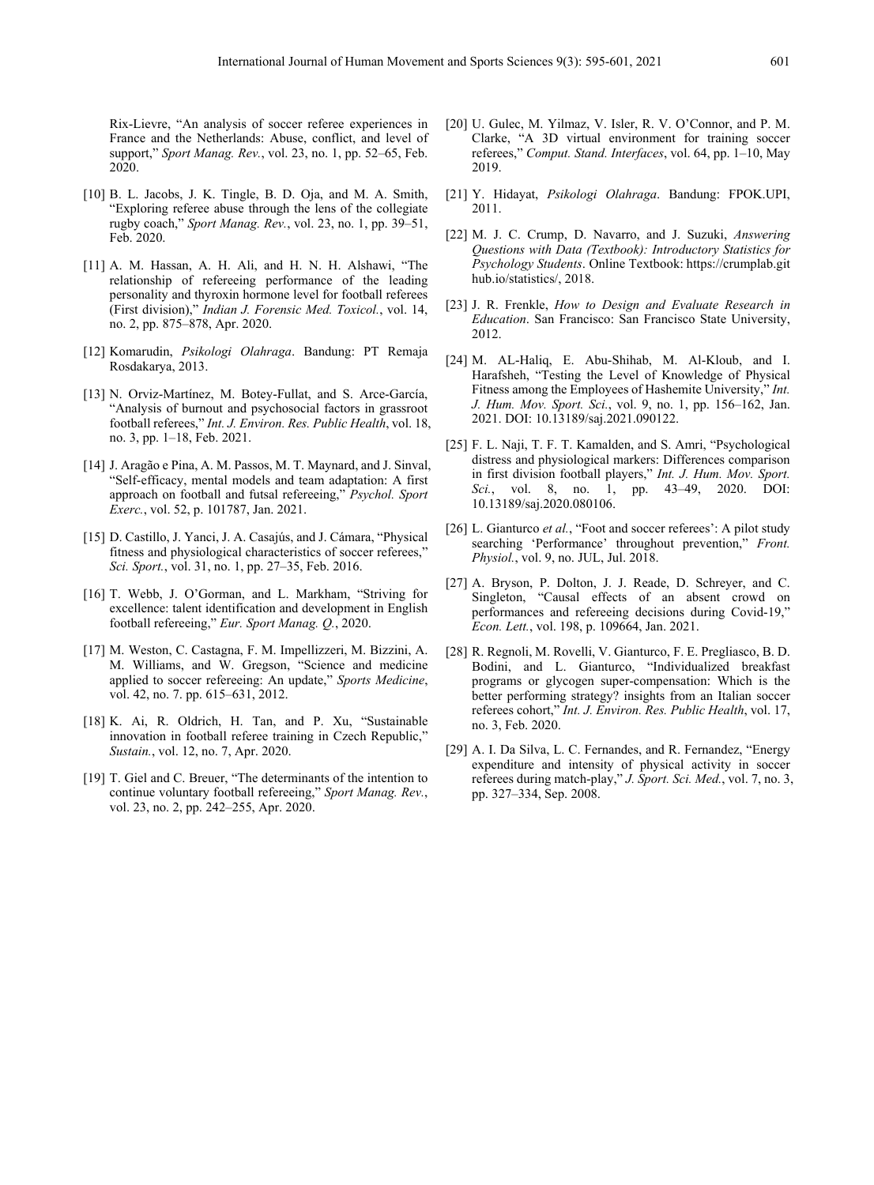Rix-Lievre, "An analysis of soccer referee experiences in France and the Netherlands: Abuse, conflict, and level of support," *Sport Manag. Rev.*, vol. 23, no. 1, pp. 52–65, Feb. 2020.

[10] B. L. Jacobs, J. K. Tingle, B. D. Oja, and M. A. Smith, "Exploring referee abuse through the lens of the collegiate rugby coach," *Sport Manag. Rev.*, vol. 23, no. 1, pp. 39–51, Feb. 2020.

[11] A. M. Hassan, A. H. Ali, and H. N. H. Alshawi, "The relationship of refereeing performance of the leading personality and thyroxin hormone level for football referees (First division)," *Indian J. Forensic Med. Toxicol.*, vol. 14, no. 2, pp. 875–878, Apr. 2020.

[12] Komarudin, *Psikologi Olahraga*. Bandung: PT Remaja Rosdakarya, 2013.

[13] N. Orviz-Martínez, M. Botey-Fullat, and S. Arce-García, "Analysis of burnout and psychosocial factors in grassroot football referees," *Int. J. Environ. Res. Public Health*, vol. 18, no. 3, pp. 1–18, Feb. 2021.

[14] J. Aragão e Pina, A. M. Passos, M. T. Maynard, and J. Sinval, "Self-efficacy, mental models and team adaptation: A first approach on football and futsal refereeing," *Psychol. Sport Exerc.*, vol. 52, p. 101787, Jan. 2021.

[15] D. Castillo, J. Yanci, J. A. Casajús, and J. Cámara, "Physical fitness and physiological characteristics of soccer referees," *Sci. Sport.*, vol. 31, no. 1, pp. 27–35, Feb. 2016.

[16] T. Webb, J. O'Gorman, and L. Markham, "Striving for excellence: talent identification and development in English football refereeing," *Eur. Sport Manag. Q.*, 2020.

[17] M. Weston, C. Castagna, F. M. Impellizzeri, M. Bizzini, A. M. Williams, and W. Gregson, "Science and medicine applied to soccer refereeing: An update," *Sports Medicine*, vol. 42, no. 7. pp. 615–631, 2012.

[18] K. Ai, R. Oldrich, H. Tan, and P. Xu, "Sustainable innovation in football referee training in Czech Republic," *Sustain.*, vol. 12, no. 7, Apr. 2020.

[19] T. Giel and C. Breuer, "The determinants of the intention to continue voluntary football refereeing," *Sport Manag. Rev.*, vol. 23, no. 2, pp. 242–255, Apr. 2020.

[20] U. Gulec, M. Yilmaz, V. Isler, R. V. O'Connor, and P. M. Clarke, "A 3D virtual environment for training soccer referees," *Comput. Stand. Interfaces*, vol. 64, pp. 1–10, May 2019.

[21] Y. Hidayat, *Psikologi Olahraga*. Bandung: FPOK.UPI, 2011.

[22] M. J. C. Crump, D. Navarro, and J. Suzuki, *Answering Questions with Data (Textbook): Introductory Statistics for Psychology Students*. Online Textbook: https://crumplab.github.io/statistics/, 2018.

[23] J. R. Frenkle, *How to Design and Evaluate Research in Education*. San Francisco: San Francisco State University, 2012.

[24] M. AL-Haliq, E. Abu-Shihab, M. Al-Kloub, and I. Harafsheh, "Testing the Level of Knowledge of Physical Fitness among the Employees of Hashemite University," *Int. J. Hum. Mov. Sport. Sci.*, vol. 9, no. 1, pp. 156–162, Jan. 2021. DOI: 10.13189/saj.2021.090122.

[25] F. L. Naji, T. F. T. Kamalden, and S. Amri, "Psychological distress and physiological markers: Differences comparison in first division football players," *Int. J. Hum. Mov. Sport. Sci.*, vol. 8, no. 1, pp. 43–49, 2020. DOI: 10.13189/saj.2020.080106.

[26] L. Gianturco *et al.*, "Foot and soccer referees': A pilot study searching 'Performance' throughout prevention," *Front. Physiol.*, vol. 9, no. JUL, Jul. 2018.

[27] A. Bryson, P. Dolton, J. J. Reade, D. Schreyer, and C. Singleton, "Causal effects of an absent crowd on performances and refereeing decisions during Covid-19," *Econ. Lett.*, vol. 198, p. 109664, Jan. 2021.

[28] R. Regnoli, M. Rovelli, V. Gianturco, F. E. Pregliasco, B. D. Bodini, and L. Gianturco, "Individualized breakfast programs or glycogen super-compensation: Which is the better performing strategy? insights from an Italian soccer referees cohort," *Int. J. Environ. Res. Public Health*, vol. 17, no. 3, Feb. 2020.

[29] A. I. Da Silva, L. C. Fernandes, and R. Fernandez, "Energy expenditure and intensity of physical activity in soccer referees during match-play," *J. Sport. Sci. Med.*, vol. 7, no. 3, pp. 327–334, Sep. 2008.